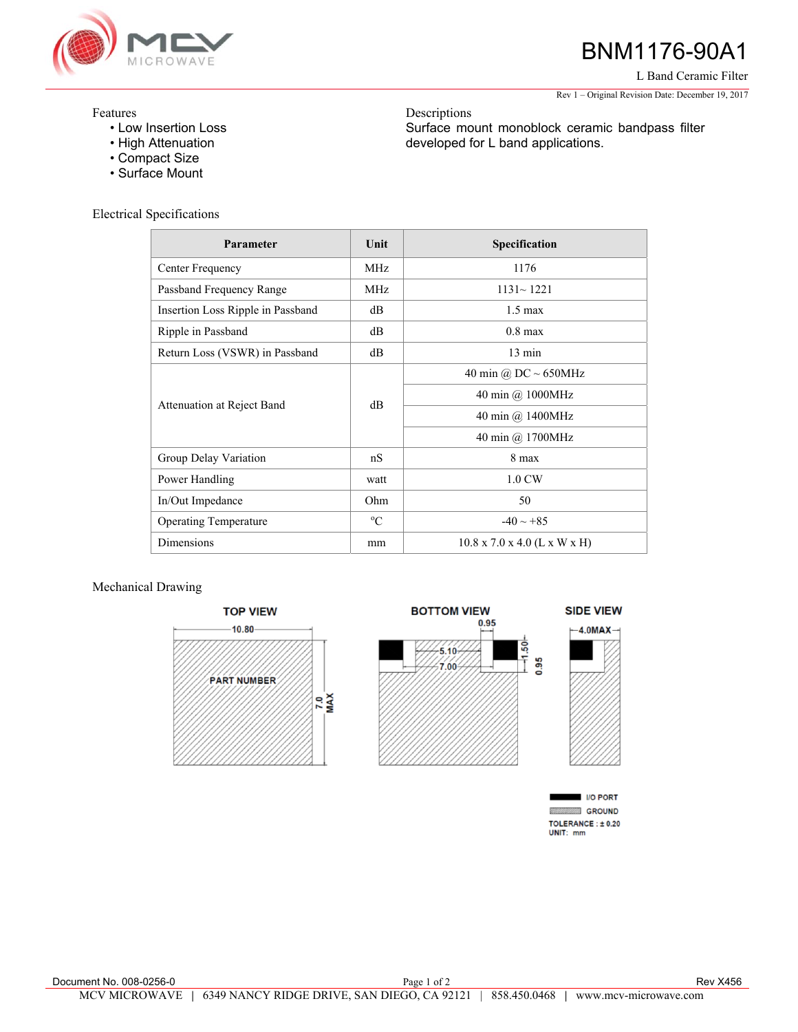# BNM1176-90A1

L Band Ceramic Filter

Rev 1 – Original Revision Date: December 19, 2017

## Features

- Low Insertion Loss
- High Attenuation
- Compact Size
- Surface Mount

## Descriptions

Surface mount monoblock ceramic bandpass filter developed for L band applications.

## Electrical Specifications

| Parameter | Unit | Specification |
|---|---|---|
| Center Frequency | MHz | 1176 |
| Passband Frequency Range | MHz | 1131~ 1221 |
| Insertion Loss Ripple in Passband | dB | 1.5 max |
| Ripple in Passband | dB | 0.8 max |
| Return Loss (VSWR) in Passband | dB | 13 min |
| Attenuation at Reject Band | dB | 40 min @ DC ~ 650MHz |
| | | 40 min @ 1000MHz |
| | | 40 min @ 1400MHz |
| | | 40 min @ 1700MHz |
| Group Delay Variation | nS | 8 max |
| Power Handling | watt | 1.0 CW |
| In/Out Impedance | Ohm | 50 |
| Operating Temperature | °C | -40 ~ +85 |
| Dimensions | mm | 10.8 x 7.0 x 4.0 (L x W x H) |

## Mechanical Drawing

TOP VIEW: 10.80; PART NUMBER; 7.0 MAX

BOTTOM VIEW: 0.95; 5.10; 7.00; 1.50; 0.95

SIDE VIEW: 4.0MAX

I/O PORT
GROUND
TOLERANCE : ± 0.20
UNIT: mm

Document No. 008-0256-0 Rev X456

MCV MICROWAVE | 6349 NANCY RIDGE DRIVE, SAN DIEGO, CA 92121 | 858.450.0468 | www.mcv-microwave.com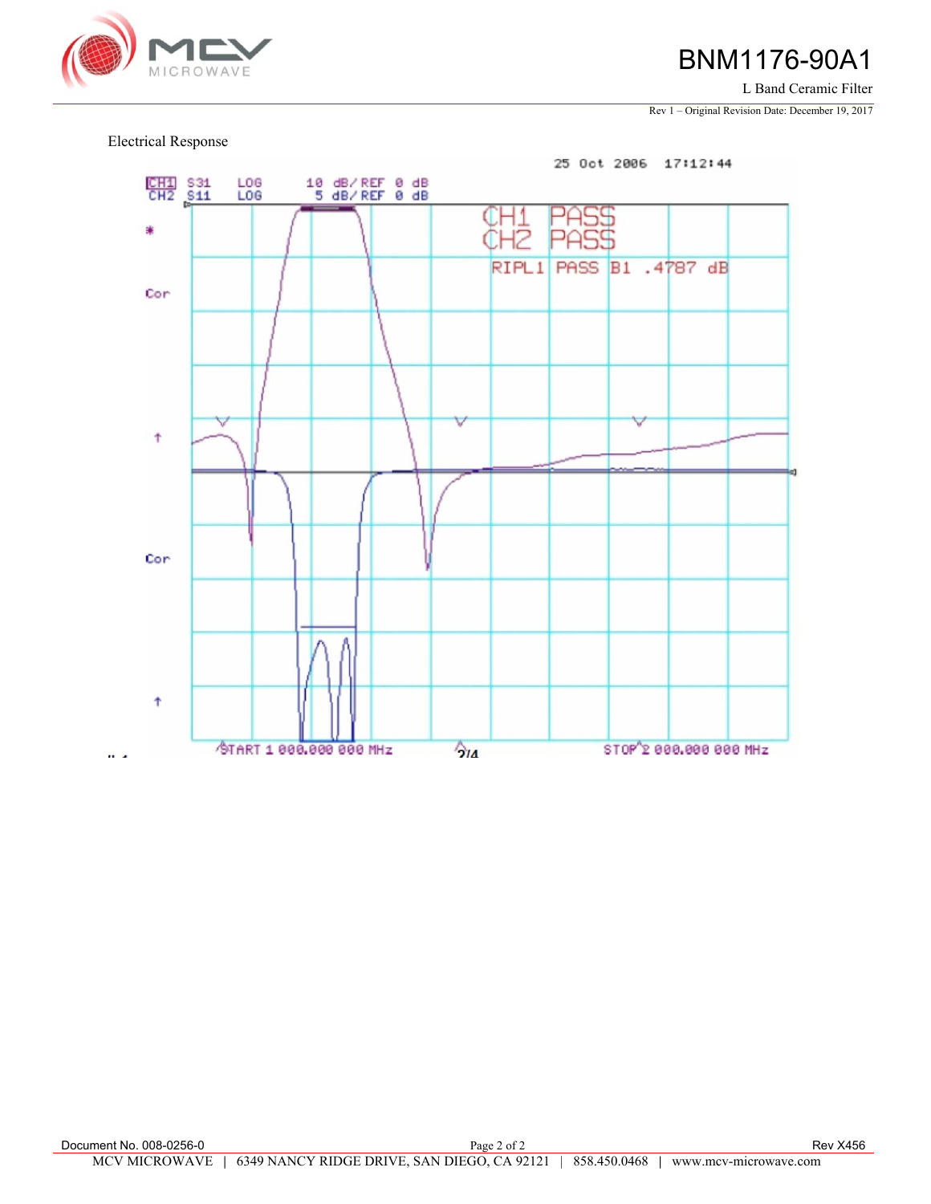Electrical Response

25 Oct 2006 17:12:44

CH1 S31 LOG 10 dB/ REF 0 dB
CH2 S11 LOG 5 dB/ REF 0 dB

CH1 PASS
CH2 PASS
RIPL1 PASS B1 .4787 dB

Cor

Cor

START 1 000.000 000 MHz

STOP 2 000.000 000 MHz